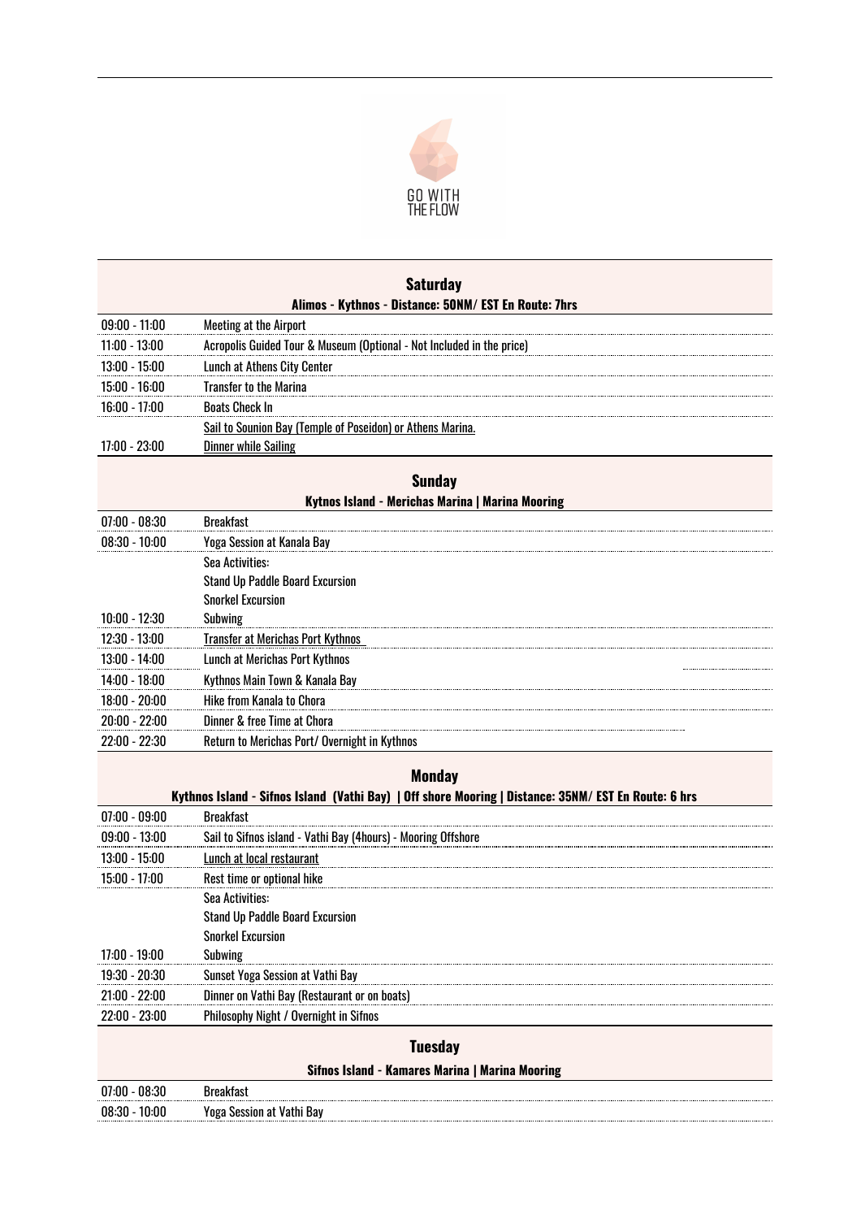GO WITH THE FLOW

## Saturday

**Alimos - Kythnos - Distance: 50NM/ EST En Route: 7hrs**

| | |
|---|---|
| 09:00 - 11:00 | Meeting at the Airport |
| 11:00 - 13:00 | Acropolis Guided Tour & Museum (Optional - Not Included in the price) |
| 13:00 - 15:00 | Lunch at Athens City Center |
| 15:00 - 16:00 | Transfer to the Marina |
| 16:00 - 17:00 | Boats Check In |
| 17:00 - 23:00 | Sail to Sounion Bay (Temple of Poseidon) or Athens Marina.<br>Dinner while Sailing |

## Sunday

**Kytnos Island - Merichas Marina | Marina Mooring**

| | |
|---|---|
| 07:00 - 08:30 | Breakfast |
| 08:30 - 10:00 | Yoga Session at Kanala Bay |
| 10:00 - 12:30 | Sea Activities:<br>Stand Up Paddle Board Excursion<br>Snorkel Excursion<br>Subwing |
| 12:30 - 13:00 | Transfer at Merichas Port Kythnos |
| 13:00 - 14:00 | Lunch at Merichas Port Kythnos |
| 14:00 - 18:00 | Kythnos Main Town & Kanala Bay |
| 18:00 - 20:00 | Hike from Kanala to Chora |
| 20:00 - 22:00 | Dinner & free Time at Chora |
| 22:00 - 22:30 | Return to Merichas Port/ Overnight in Kythnos |

## Monday

**Kythnos Island - Sifnos Island (Vathi Bay) | Off shore Mooring | Distance: 35NM/ EST En Route: 6 hrs**

| | |
|---|---|
| 07:00 - 09:00 | Breakfast |
| 09:00 - 13:00 | Sail to Sifnos island - Vathi Bay (4hours) - Mooring Offshore |
| 13:00 - 15:00 | Lunch at local restaurant |
| 15:00 - 17:00 | Rest time or optional hike |
| 17:00 - 19:00 | Sea Activities:<br>Stand Up Paddle Board Excursion<br>Snorkel Excursion<br>Subwing |
| 19:30 - 20:30 | Sunset Yoga Session at Vathi Bay |
| 21:00 - 22:00 | Dinner on Vathi Bay (Restaurant or on boats) |
| 22:00 - 23:00 | Philosophy Night / Overnight in Sifnos |

## Tuesday

**Sifnos Island - Kamares Marina | Marina Mooring**

| | |
|---|---|
| 07:00 - 08:30 | Breakfast |
| 08:30 - 10:00 | Yoga Session at Vathi Bay |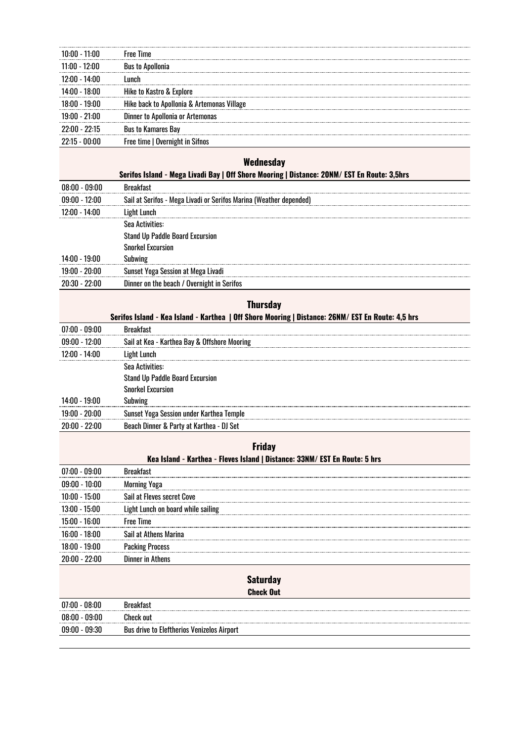| | |
|---|---|
| 10:00 - 11:00 | Free Time |
| 11:00 - 12:00 | Bus to Apollonia |
| 12:00 - 14:00 | Lunch |
| 14:00 - 18:00 | Hike to Kastro & Explore |
| 18:00 - 19:00 | Hike back to Apollonia & Artemonas Village |
| 19:00 - 21:00 | Dinner to Apollonia or Artemonas |
| 22:00 - 22:15 | Bus to Kamares Bay |
| 22:15 - 00:00 | Free time \| Overnight in Sifnos |

## Wednesday

**Serifos Island - Mega Livadi Bay | Off Shore Mooring | Distance: 20NM/ EST En Route: 3,5hrs**

| | |
|---|---|
| 08:00 - 09:00 | Breakfast |
| 09:00 - 12:00 | Sail at Serifos - Mega Livadi or Serifos Marina (Weather depended) |
| 12:00 - 14:00 | Light Lunch |
| 14:00 - 19:00 | Sea Activities:<br>Stand Up Paddle Board Excursion<br>Snorkel Excursion<br>Subwing |
| 19:00 - 20:00 | Sunset Yoga Session at Mega Livadi |
| 20:30 - 22:00 | Dinner on the beach / Overnight in Serifos |

## Thursday

**Serifos Island - Kea Island - Karthea | Off Shore Mooring | Distance: 26NM/ EST En Route: 4,5 hrs**

| | |
|---|---|
| 07:00 - 09:00 | Breakfast |
| 09:00 - 12:00 | Sail at Kea - Karthea Bay & Offshore Mooring |
| 12:00 - 14:00 | Light Lunch |
| 14:00 - 19:00 | Sea Activities:<br>Stand Up Paddle Board Excursion<br>Snorkel Excursion<br>Subwing |
| 19:00 - 20:00 | Sunset Yoga Session under Karthea Temple |
| 20:00 - 22:00 | Beach Dinner & Party at Karthea - DJ Set |

## Friday

**Kea Island - Karthea - Fleves Island | Distance: 33NM/ EST En Route: 5 hrs**

| | |
|---|---|
| 07:00 - 09:00 | Breakfast |
| 09:00 - 10:00 | Morning Yoga |
| 10:00 - 15:00 | Sail at Fleves secret Cove |
| 13:00 - 15:00 | Light Lunch on board while sailing |
| 15:00 - 16:00 | Free Time |
| 16:00 - 18:00 | Sail at Athens Marina |
| 18:00 - 19:00 | Packing Process |
| 20:00 - 22:00 | Dinner in Athens |

## Saturday

**Check Out**

| | |
|---|---|
| 07:00 - 08:00 | Breakfast |
| 08:00 - 09:00 | Check out |
| 09:00 - 09:30 | Bus drive to Eleftherios Venizelos Airport |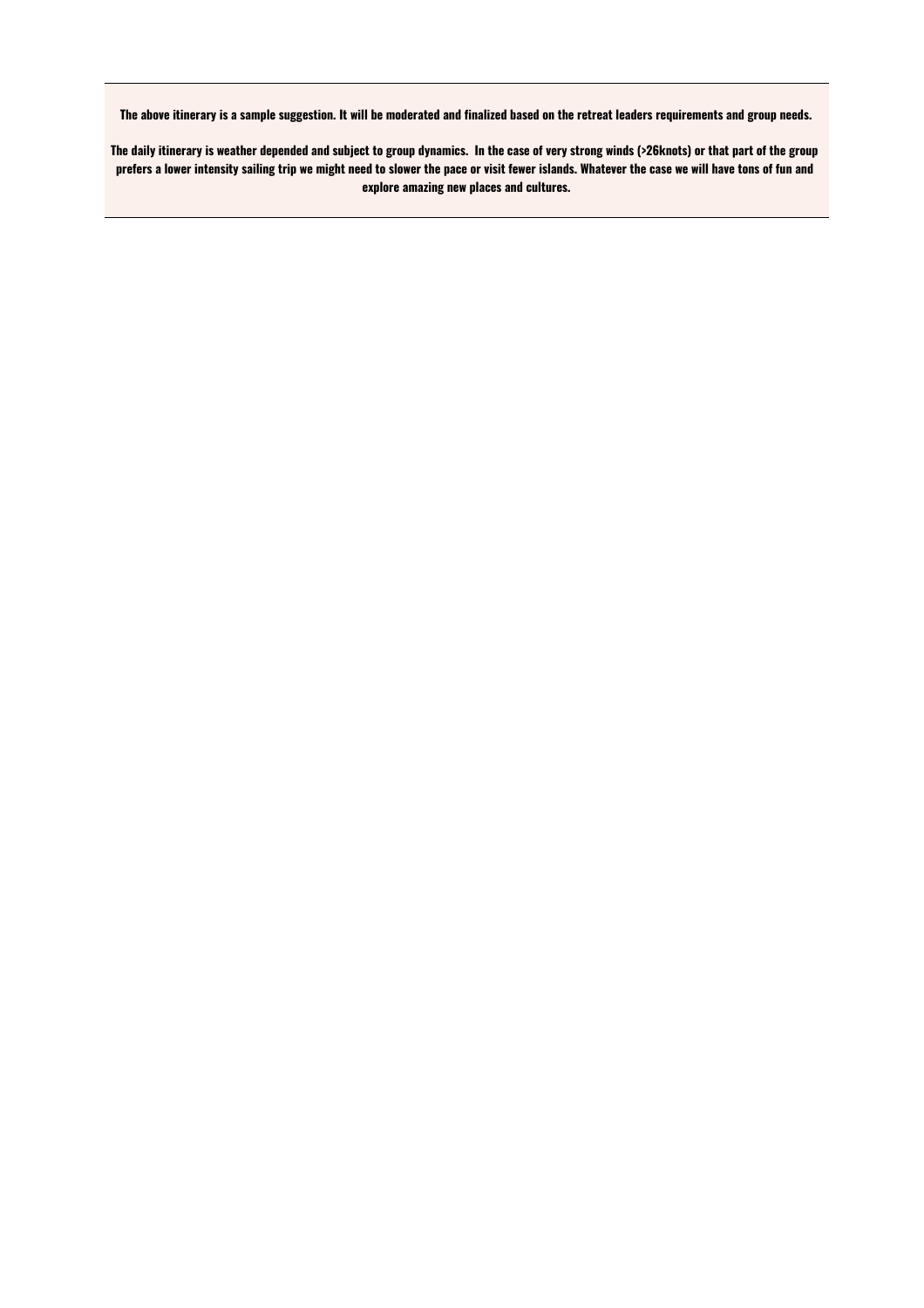**The above itinerary is a sample suggestion. It will be moderated and finalized based on the retreat leaders requirements and group needs.**

**The daily itinerary is weather depended and subject to group dynamics. In the case of very strong winds (>26knots) or that part of the group prefers a lower intensity sailing trip we might need to slower the pace or visit fewer islands. Whatever the case we will have tons of fun and explore amazing new places and cultures.**